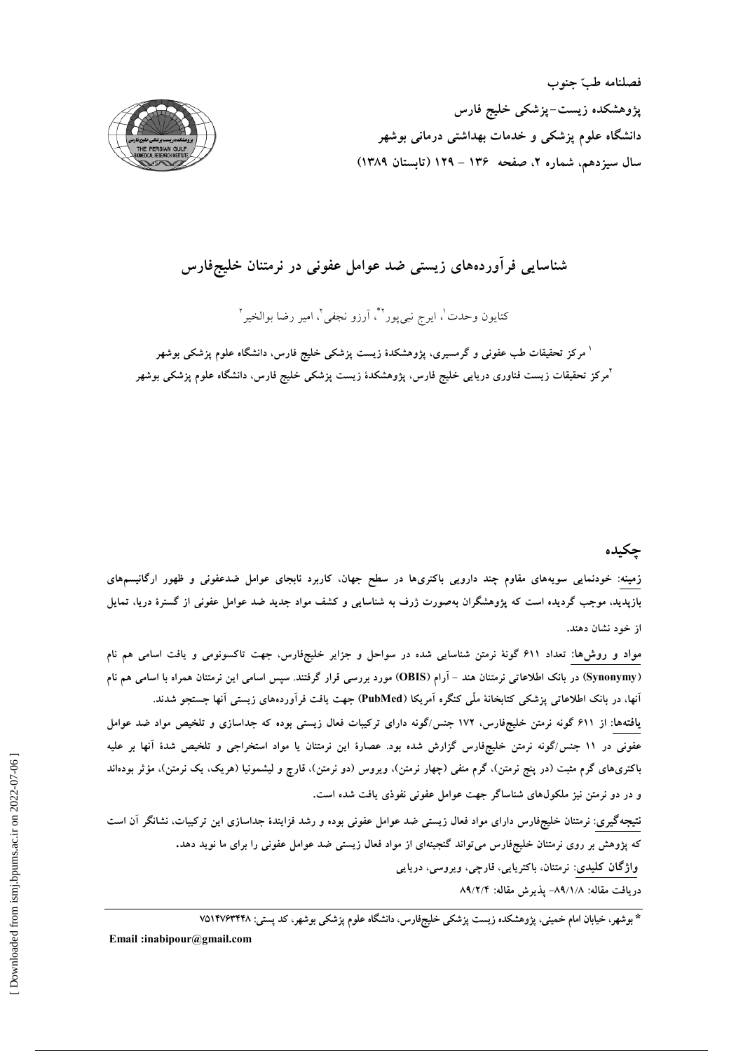فصلنامه طبّ جنوب
پژوهشکده زیست-پزشکی خلیج فارس
دانشگاه علوم پزشکی و خدمات بهداشتی درمانی بوشهر
سال سیزدهم، شماره ۲، صفحه ۱۳۶ - ۱۲۹ (تابستان ۱۳۸۹)

# شناسایی فرآورده‌های زیستی ضد عوامل عفونی در نرمتنان خلیج‌فارس

کتایون وحدت[۱]، ایرج نبی‌پور[۲*]، آرزو نجفی[۲]، امیر رضا بوالخیر[۲]

[۱] مرکز تحقیقات طب عفونی و گرمسیری، پژوهشکدهٔ زیست پزشکی خلیج فارس، دانشگاه علوم پزشکی بوشهر

[۲] مرکز تحقیقات زیست فناوری دریایی خلیج فارس، پژوهشکدهٔ زیست پزشکی خلیج فارس، دانشگاه علوم پزشکی بوشهر

## چکیده

زمینه: خودنمایی سویه‌های مقاوم چند دارویی باکتری‌ها در سطح جهان، کاربرد نابجای عوامل ضدعفونی و ظهور ارگانیسم‌های بازپدید، موجب گردیده است که پژوهشگران به‌صورت ژرف به شناسایی و کشف مواد جدید ضد عوامل عفونی از گسترهٔ دریا، تمایل از خود نشان دهند.

مواد و روش‌ها: تعداد ۶۱۱ گونهٔ نرمتن شناسایی شده در سواحل و جزایر خلیج‌فارس، جهت تاکسونومی و یافت اسامی هم نام (Synonymy) در بانک اطلاعاتی نرمتنان هند - آرام (OBIS) مورد بررسی قرار گرفتند. سپس اسامی این نرمتنان همراه با اسامی هم نام آنها، در بانک اطلاعاتی پزشکی کتابخانهٔ ملّی کنگره آمریکا (PubMed) جهت یافت فرآورده‌های زیستی آنها جستجو شدند.

یافته‌ها: از ۶۱۱ گونه نرمتن خلیج‌فارس، ۱۷۲ جنس/گونه دارای ترکیبات فعال زیستی بوده که جداسازی و تلخیص مواد ضد عوامل عفونی در ۱۱ جنس/گونه نرمتن خلیج‌فارس گزارش شده بود. عصارهٔ این نرمتنان یا مواد استخراجی و تلخیص شدهٔ آنها بر علیه باکتری‌های گرم مثبت (در پنج نرمتن)، گرم منفی (چهار نرمتن)، ویروس (دو نرمتن)، قارچ و لیشمونیا (هریک، یک نرمتن)، مؤثر بوده‌اند و در دو نرمتن نیز ملکول‌های شناساگر جهت عوامل عفونی نفوذی یافت شده است.

نتیجه‌گیری: نرمتنان خلیج‌فارس دارای مواد فعال زیستی ضد عوامل عفونی بوده و رشد فزایندهٔ جداسازی این ترکیبات، نشانگر آن است که پژوهش بر روی نرمتنان خلیج‌فارس می‌تواند گنجینه‌ای از مواد فعال زیستی ضد عوامل عفونی را برای ما نوید دهد.

واژگان کلیدی: نرمتنان، باکتریایی، قارچی، ویروسی، دریایی

دریافت مقاله: ۸۹/۱/۸- پذیرش مقاله: ۸۹/۲/۴

\* بوشهر، خیابان امام خمینی، پژوهشکده زیست پزشکی خلیج‌فارس، دانشگاه علوم پزشکی بوشهر، کد پستی: ۷۵۱۴۷۶۳۴۴۸

Email :inabipour@gmail.com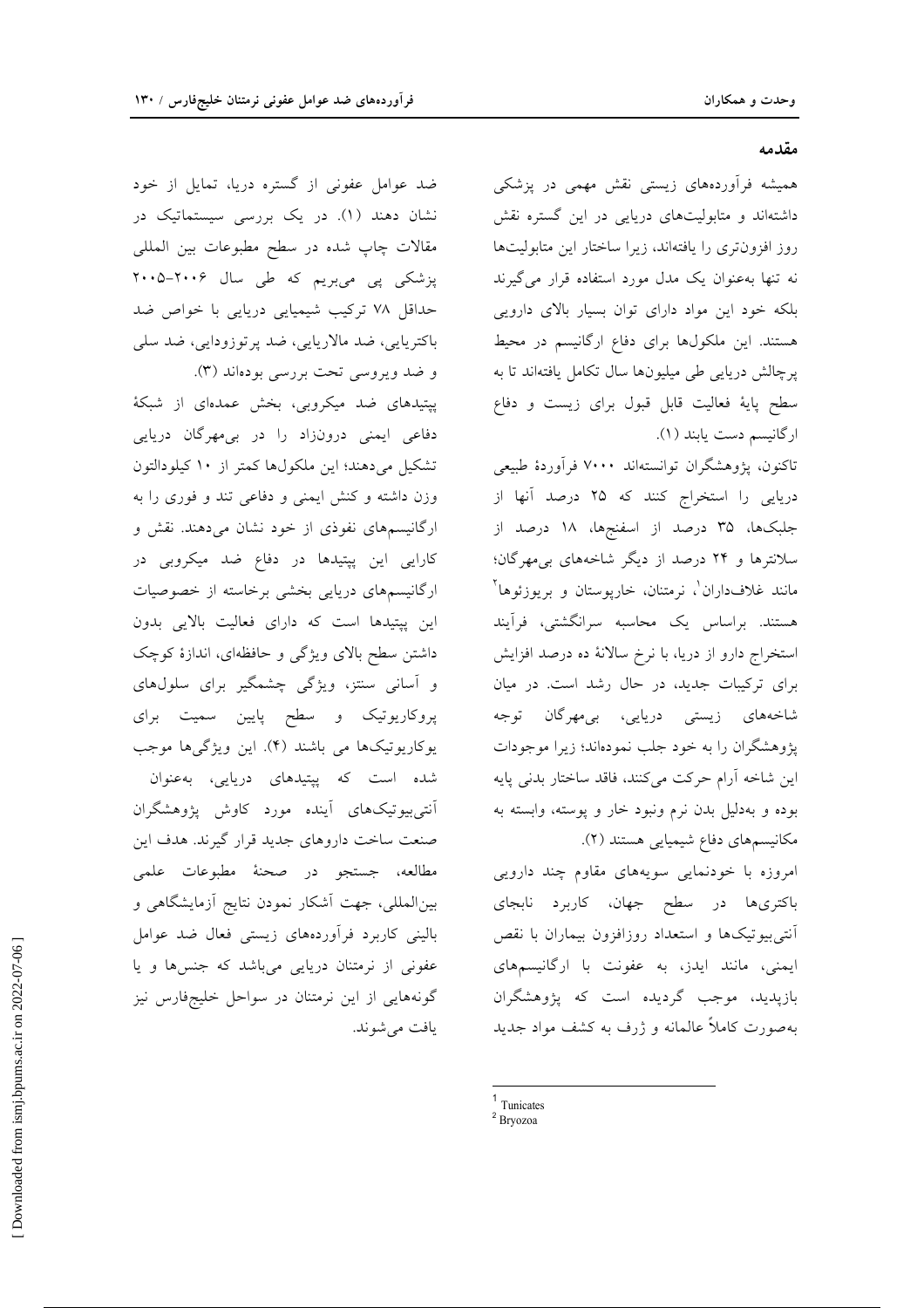## مقدمه

همیشه فرآورده‌های زیستی نقش مهمی در پزشکی داشته‌اند و متابولیت‌های دریایی در این گستره نقش روز افزون‌تری را یافته‌اند، زیرا ساختار این متابولیت‌ها نه تنها به‌عنوان یک مدل مورد استفاده قرار می‌گیرند بلکه خود این مواد دارای توان بسیار بالای دارویی هستند. این ملکول‌ها برای دفاع ارگانیسم در محیط پرچالش دریایی طی میلیون‌ها سال تکامل یافته‌اند تا به سطح پایهٔ فعالیت قابل قبول برای زیست و دفاع ارگانیسم دست یابند (۱).

تاکنون، پژوهشگران توانسته‌اند ۷۰۰۰ فرآوردهٔ طبیعی دریایی را استخراج کنند که ۲۵ درصد آنها از جلبک‌ها، ۳۵ درصد از اسفنج‌ها، ۱۸ درصد از سلانترها و ۲۴ درصد از دیگر شاخه‌های بی‌مهرگان؛ مانند غلاف‌داران[1]، نرمتنان، خارپوستان و بریوزئوها[2] هستند. براساس یک محاسبه سرانگشتی، فرآیند استخراج دارو از دریا، با نرخ سالانهٔ ده درصد افزایش برای ترکیبات جدید، در حال رشد است. در میان شاخه‌های زیستی دریایی، بی‌مهرگان توجه پژوهشگران را به خود جلب نموده‌اند؛ زیرا موجودات این شاخه آرام حرکت می‌کنند، فاقد ساختار بدنی پایه بوده و به‌دلیل بدن نرم ونبود خار و پوسته، وابسته به مکانیسم‌های دفاع شیمیایی هستند (۲).

امروزه با خودنمایی سویه‌های مقاوم چند دارویی باکتری‌ها در سطح جهان، کاربرد نابجای آنتی‌بیوتیک‌ها و استعداد روزافزون بیماران با نقص ایمنی، مانند ایدز، به عفونت با ارگانیسم‌های بازپدید، موجب گردیده است که پژوهشگران به‌صورت کاملاً عالمانه و ژرف به کشف مواد جدید ضد عوامل عفونی از گستره دریا، تمایل از خود نشان دهند (۱). در یک بررسی سیستماتیک در مقالات چاپ شده در سطح مطبوعات بین المللی پزشکی پی می‌بریم که طی سال ۲۰۰۶-۲۰۰۵ حداقل ۷۸ ترکیب شیمیایی دریایی با خواص ضد باکتریایی، ضد مالاریایی، ضد پرتوزوَدایی، ضد سلی و ضد ویروسی تحت بررسی بوده‌اند (۳).

پپتیدهای ضد میکروبی، بخش عمده‌ای از شبکهٔ دفاعی ایمنی درون‌زاد را در بی‌مهرگان دریایی تشکیل می‌دهند؛ این ملکول‌ها کمتر از ۱۰ کیلودالتون وزن داشته و کنش ایمنی و دفاعی تند و فوری را به ارگانیسم‌های نفوذی از خود نشان می‌دهند. نقش و کارایی این پپتیدها در دفاع ضد میکروبی در ارگانیسم‌های دریایی بخشی برخاسته از خصوصیات این پپتیدها است که دارای فعالیت بالایی بدون داشتن سطح بالای ویژگی و حافظه‌ای، اندازهٔ کوچک و آسانی سنتز، ویژگی چشمگیر برای سلول‌های پروکاریوتیک و سطح پایین سمیت برای یوکاریوتیک‌ها می باشند (۴). این ویژگی‌ها موجب شده است که پپتیدهای دریایی، به‌عنوان آنتی‌بیوتیک‌های آینده مورد کاوش پژوهشگران صنعت ساخت داروهای جدید قرار گیرند. هدف این مطالعه، جستجو در صحنهٔ مطبوعات علمی بین‌المللی، جهت آشکار نمودن نتایج آزمایشگاهی و بالینی کاربرد فرآورده‌های زیستی فعال ضد عوامل عفونی از نرمتنان دریایی می‌باشد که جنس‌ها و یا گونه‌هایی از این نرمتنان در سواحل خلیج‌فارس نیز یافت می‌شوند.

---

[1] Tunicates

[2] Bryozoa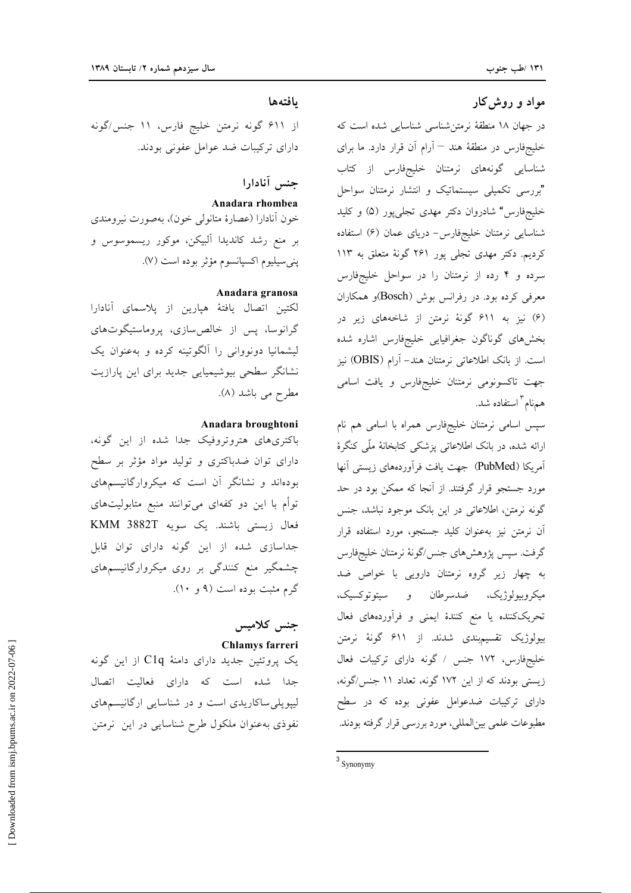## مواد و روش‌کار

در جهان ۱۸ منطقهٔ نرمتن‌شناسی شناسایی شده است که خلیج‌فارس در منطقهٔ هند – آرام آن قرار دارد. ما برای شناسایی گونه‌های نرمتنان خلیج‌فارس از کتاب "بررسی تکمیلی سیستماتیک و انتشار نرمتنان سواحل خلیج‌فارس" شادروان دکتر مهدی تجلی‌پور (۵) و کلید شناسایی نرمتنان خلیج‌فارس- دریای عمان (۶) استفاده کردیم. دکتر مهدی تجلی پور ۲۶۱ گونهٔ متعلق به ۱۱۳ سرده و ۴ رده از نرمتنان را در سواحل خلیج‌فارس معرفی کرده بود. در رفرانس بوش (Bosch)و همکاران (۶) نیز به ۶۱۱ گونهٔ نرمتن از شاخه‌های زیر در بخش‌های گوناگون جغرافیایی خلیج‌فارس اشاره شده است. از بانک اطلاعاتی نرمتنان هند- آرام (OBIS) نیز جهت تاکسونومی نرمتنان خلیج‌فارس و یافت اسامی هم‌نام[3] استفاده شد.

سپس اسامی نرمتنان خلیج‌فارس همراه با اسامی هم نام ارائه شده، در بانک اطلاعاتی پزشکی کتابخانهٔ ملّی کنگرهٔ آمریکا (PubMed) جهت یافت فرآورده‌های زیستی آنها مورد جستجو قرار گرفتند. از آنجا که ممکن بود در حد گونه نرمتن، اطلاعاتی در این بانک موجود نباشد، جنس آن نرمتن نیز به‌عنوان کلید جستجو، مورد استفاده قرار گرفت. سپس پژوهش‌های جنس/گونهٔ نرمتنان خلیج‌فارس به چهار زیر گروه نرمتنان دارویی با خواص ضد میکروبیولوژیک، ضدسرطان و سیتوتوکسیک، تحریک‌کننده یا منع کنندهٔ ایمنی و فرآورده‌های فعال بیولوژیک تقسیم‌بندی شدند. از ۶۱۱ گونهٔ نرمتن خلیج‌فارس، ۱۷۲ جنس / گونه دارای ترکیبات فعال زیستی بودند که از این ۱۷۲ گونه، تعداد ۱۱ جنس/گونه، دارای ترکیبات ضدعوامل عفونی بوده که در سطح مطبوعات علمی بین‌المللی، مورد بررسی قرار گرفته بودند.

[3] Synonymy

## یافته‌ها

از ۶۱۱ گونه نرمتن خلیج فارس، ۱۱ جنس/گونه دارای ترکیبات ضد عوامل عفونی بودند.

### جنس آنادارا

#### Anadara rhombea

خون آنادارا (عصارهٔ متانولی خون)، به‌صورت نیرومندی بر منع رشد کاندیدا آلبیکن، موکور ریسموسوس و پنی‌سیلیوم اکسپانسوم مؤثر بوده است (۷).

#### Anadara granosa

لکتین اتصال یافتهٔ هپارین از پلاسمای آنادارا گرانوسا، پس از خالص‌سازی، پروماستیگوت‌های لیشمانیا دونووانی را آلگوتینه کرده و به‌عنوان یک نشانگر سطحی بیوشیمیایی جدید برای این پارازیت مطرح می باشد (۸).

#### Anadara broughtoni

باکتری‌های هتروتروفیک جدا شده از این گونه، دارای توان ضدباکتری و تولید مواد مؤثر بر سطح بوده‌اند و نشانگر آن است که میکروارگانیسم‌های توأم با این دو کفه‌ای می‌توانند منبع متابولیت‌های فعال زیستی باشند. یک سویه KMM 3882T جداسازی شده از این گونه دارای توان قابل چشمگیر منع کنندگی بر روی میکروارگانیسم‌های گرم مثبت بوده است (۹ و ۱۰).

### جنس کلامیس

#### Chlamys farreri

یک پروتئین جدید دارای دامنهٔ C1q از این گونه جدا شده است که دارای فعالیت اتصال لیپوپلی‌ساکاریدی است و در شناسایی ارگانیسم‌های نفوذی به‌عنوان ملکول طرح شناسایی در این نرمتن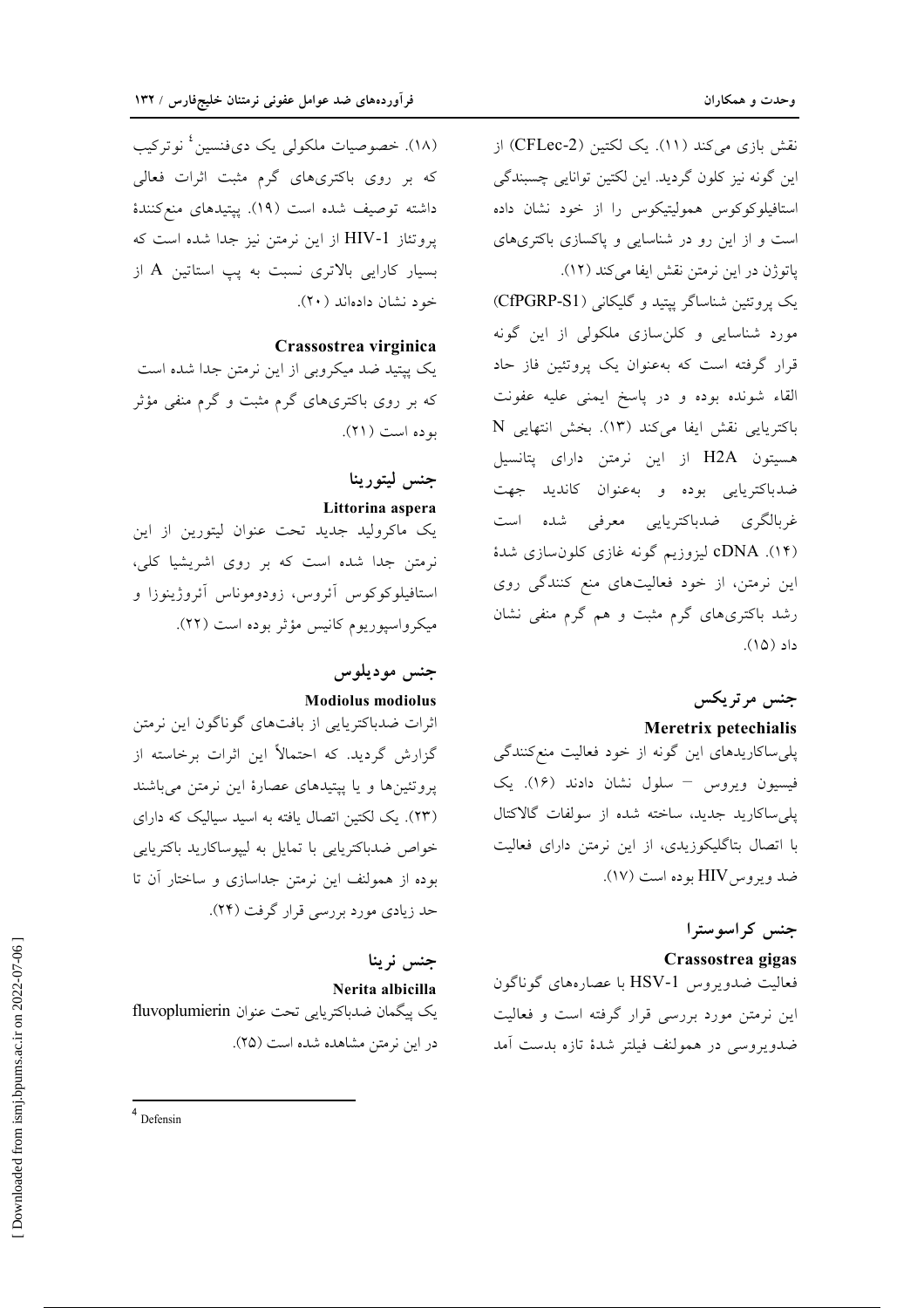نقش بازی می‌کند (۱۱). یک لکتین (CFLec-2) از این گونه نیز کلون گردید. این لکتین توانایی چسبندگی استافیلوکوکوس همولیتیکوس را از خود نشان داده است و از این رو در شناسایی و پاکسازی باکتری‌های پاتوژن در این نرمتن نقش ایفا می‌کند (۱۲).

یک پروتئین شناساگر پپتید و گلیکانی (CfPGRP-S1) مورد شناسایی و کلون‌سازی ملکولی از این گونه قرار گرفته است که به‌عنوان یک پروتئین فاز حاد القاء شونده بوده و در پاسخ ایمنی علیه عفونت باکتریایی نقش ایفا می‌کند (۱۳). بخش انتهایی N هسیتون H2A از این نرمتن دارای پتانسیل ضدباکتریایی بوده و به‌عنوان کاندید جهت غربالگری ضدباکتریایی معرفی شده است (۱۴). cDNA لیزوزیم گونه غازی کلون‌سازی شدهٔ این نرمتن، از خود فعالیت‌های منع کنندگی روی رشد باکتری‌های گرم مثبت و هم گرم منفی نشان داد (۱۵).

## جنس مرتریکس

### Meretrix petechialis

پلی‌ساکاریدهای این گونه از خود فعالیت منع‌کنندگی فیسیون ویروس – سلول نشان دادند (۱۶). یک پلی‌ساکارید جدید، ساخته شده از سولفات گالاکتال با اتصال بتاگلیکوزیدی، از این نرمتن دارای فعالیت ضد ویروس HIV بوده است (۱۷).

## جنس کراسوسترا

### Crassostrea gigas

فعالیت ضدویروس HSV-1 با عصاره‌های گوناگون این نرمتن مورد بررسی قرار گرفته است و فعالیت ضدویروسی در همولنف فیلتر شدهٔ تازه بدست آمد (۱۸). خصوصیات ملکولی یک دی‌فنسین[4] نوترکیب که بر روی باکتری‌های گرم مثبت اثرات فعالی داشته توصیف شده است (۱۹). پپتیدهای منع‌کنندهٔ پروتئاز HIV-1 از این نرمتن نیز جدا شده است که بسیار کارایی بالاتری نسبت به پپ استاتین A از خود نشان داده‌اند (۲۰).

### Crassostrea virginica

یک پپتید ضد میکروبی از این نرمتن جدا شده است که بر روی باکتری‌های گرم مثبت و گرم منفی مؤثر بوده است (۲۱).

## جنس لیتورینا

### Littorina aspera

یک ماکرولید جدید تحت عنوان لیتورین از این نرمتن جدا شده است که بر روی اشریشیا کلی، استافیلوکوکوس آئروس، زودوموناس آئروژینوزا و میکرواسپوریوم کانیس مؤثر بوده است (۲۲).

## جنس مودیلوس

### Modiolus modiolus

اثرات ضدباکتریایی از بافت‌های گوناگون این نرمتن گزارش گردید. که احتمالاً این اثرات برخاسته از پروتئین‌ها و یا پپتیدهای عصارهٔ این نرمتن می‌باشند (۲۳). یک لکتین اتصال یافته به اسید سیالیک که دارای خواص ضدباکتریایی با تمایل به لیپوساکارید باکتریایی بوده از همولنف این نرمتن جداسازی و ساختار آن تا حد زیادی مورد بررسی قرار گرفت (۲۴).

## جنس نرینا

### Nerita albicilla

یک پیگمان ضدباکتریایی تحت عنوان fluvoplumierin در این نرمتن مشاهده شده است (۲۵).

---

[4] Defensin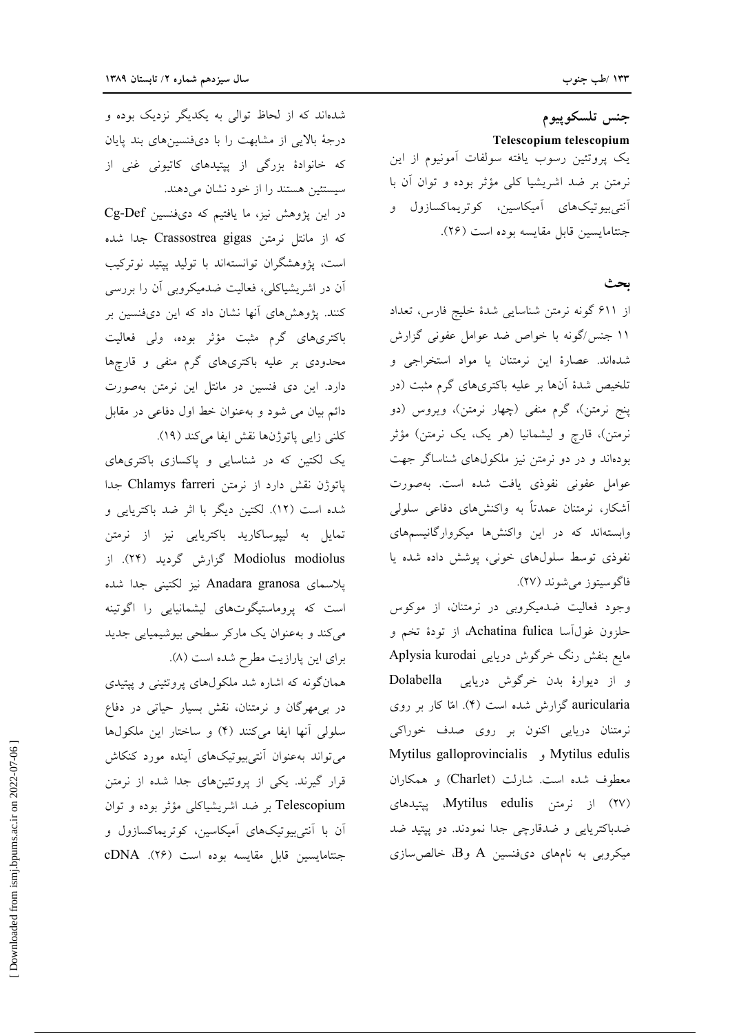## جنس تلسکوپیوم

**Telescopium telescopium**

یک پروتئین رسوب یافته سولفات آمونیوم از این نرمتن بر ضد اشریشیا کلی مؤثر بوده و توان آن با آنتی‌بیوتیک‌های آمیکاسین، کوتریماکسازول و جنتامایسین قابل مقایسه بوده است (۲۶).

## بحث

از ۶۱۱ گونه نرمتن شناسایی شدهٔ خلیج فارس، تعداد ۱۱ جنس/گونه با خواص ضد عوامل عفونی گزارش شده‌اند. عصارهٔ این نرمتنان یا مواد استخراجی و تلخیص شدهٔ آن‌ها بر علیه باکتری‌های گرم مثبت (در پنج نرمتن)، گرم منفی (چهار نرمتن)، ویروس (دو نرمتن)، قارچ و لیشمانیا (هر یک، یک نرمتن) مؤثر بوده‌اند و در دو نرمتن نیز ملکول‌های شناساگر جهت عوامل عفونی نفوذی یافت شده است. به‌صورت آشکار، نرمتنان عمدتاً به واکنش‌های دفاعی سلولی وابسته‌اند که در این واکنش‌ها میکروارگانیسم‌های نفوذی توسط سلول‌های خونی، پوشش داده شده یا فاگوسیتوز می‌شوند (۲۷).

وجود فعالیت ضدمیکروبی در نرمتنان، از موکوس حلزون غول‌آسا Achatina fulica، از تودهٔ تخم و مایع بنفش رنگ خرگوش دریایی Aplysia kurodai و از دیوارهٔ بدن خرگوش دریایی Dolabella auricularia گزارش شده است (۴). امّا کار بر روی نرمتنان دریایی اکنون بر روی صدف خوراکی Mytilus galloprovincialis و Mytilus edulis معطوف شده است. شارلت (Charlet) و همکاران (۲۷) از نرمتن Mytilus edulis، پپتیدهای ضدباکتریایی و ضدقارچی جدا نمودند. دو پپتید ضد میکروبی به نام‌های دی‌فنسین A وB، خالص‌سازی شده‌اند که از لحاظ توالی به یکدیگر نزدیک بوده و درجهٔ بالایی از مشابهت را با دی‌فنسین‌های بند پایان که خانوادهٔ بزرگی از پپتیدهای کاتیونی غنی از سیستئین هستند را از خود نشان می‌دهند.

در این پژوهش نیز، ما یافتیم که دی‌فنسین Cg-Def که از مانتل نرمتن Crassostrea gigas جدا شده است، پژوهشگران توانسته‌اند با تولید پپتید نوترکیب آن در اشریشیاکلی، فعالیت ضدمیکروبی آن را بررسی کنند. پژوهش‌های آنها نشان داد که این دی‌فنسین بر باکتری‌های گرم مثبت مؤثر بوده، ولی فعالیت محدودی بر علیه باکتری‌های گرم منفی و قارچ‌ها دارد. این دی فنسین در مانتل این نرمتن به‌صورت دائم بیان می شود و به‌عنوان خط اول دفاعی در مقابل کلنی زایی پاتوژن‌ها نقش ایفا می‌کند (۱۹).

یک لکتین که در شناسایی و پاکسازی باکتری‌های پاتوژن نقش دارد از نرمتن Chlamys farreri جدا شده است (۱۲). لکتین دیگر با اثر ضد باکتریایی و تمایل به لیپوساکارید باکتریایی نیز از نرمتن Modiolus modiolus گزارش گردید (۲۴). از پلاسمای Anadara granosa نیز لکتینی جدا شده است که پروماستیگوت‌های لیشمانیایی را اگوتینه می‌کند و به‌عنوان یک مارکر سطحی بیوشیمیایی جدید برای این پارازیت مطرح شده است (۸).

همان‌گونه که اشاره شد ملکول‌های پروتئینی و پپتیدی در بی‌مهرگان و نرمتنان، نقش بسیار حیاتی در دفاع سلولی آنها ایفا می‌کنند (۴) و ساختار این ملکول‌ها می‌تواند به‌عنوان آنتی‌بیوتیک‌های آینده مورد کنکاش قرار گیرند. یکی از پروتئین‌های جدا شده از نرمتن Telescopium بر ضد اشریشیاکلی مؤثر بوده و توان آن با آنتی‌بیوتیک‌های آمیکاسین، کوتریماکسازول و جنتامایسین قابل مقایسه بوده است (۲۶). cDNA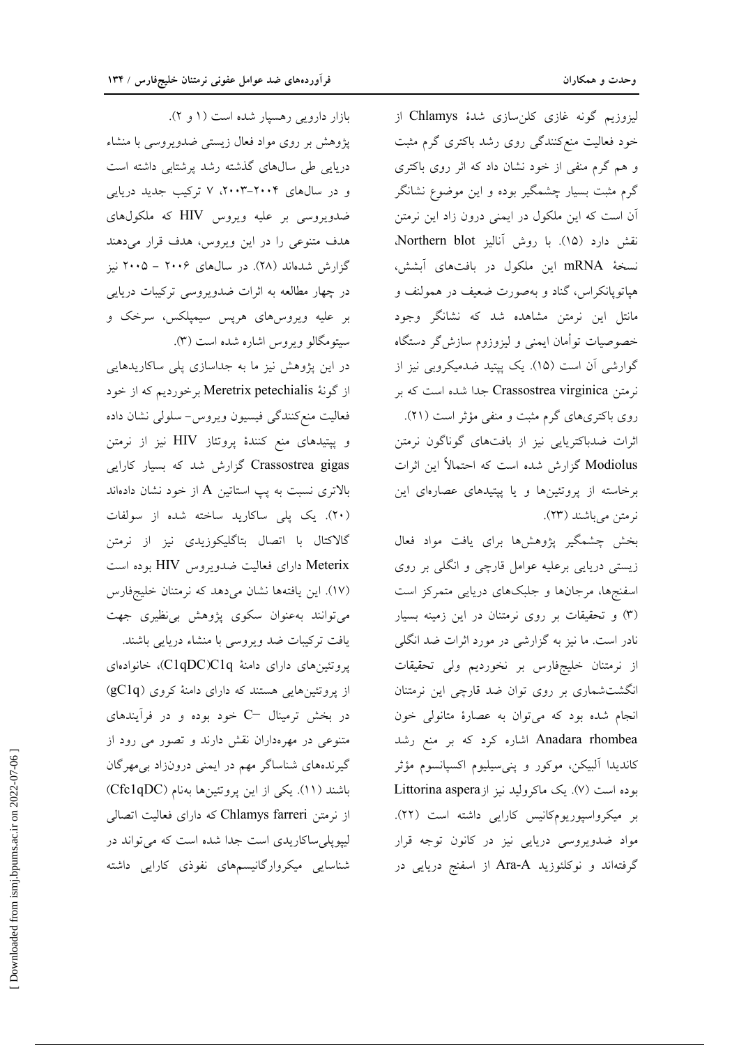لیزوزیم گونه غازی کلن‌سازی شدهٔ Chlamys از خود فعالیت منع‌کنندگی روی رشد باکتری گرم مثبت و هم گرم منفی از خود نشان داد که اثر روی باکتری گرم مثبت بسیار چشمگیر بوده و این موضوع نشانگر آن است که این ملکول در ایمنی درون زاد این نرمتن نقش دارد (۱۵). با روش آنالیز Northern blot، نسخهٔ mRNA این ملکول در بافت‌های آبشش، هپاتوپانکراس، گناد و به‌صورت ضعیف در همولنف و مانتل این نرمتن مشاهده شد که نشانگر وجود خصوصیات توأمان ایمنی و لیزوزوم سازش‌گر دستگاه گوارشی آن است (۱۵). یک پپتید ضدمیکروبی نیز از نرمتن Crassostrea virginica جدا شده است که بر روی باکتری‌های گرم مثبت و منفی مؤثر است (۲۱). اثرات ضدباکتریایی نیز از بافت‌های گوناگون نرمتن Modiolus گزارش شده است که احتمالاً این اثرات برخاسته از پروتئین‌ها و یا پپتیدهای عصاره‌ای این نرمتن می‌باشند (۲۳).

بخش چشمگیر پژوهش‌ها برای یافت مواد فعال زیستی دریایی برعلیه عوامل قارچی و انگلی بر روی اسفنج‌ها، مرجان‌ها و جلبک‌های دریایی متمرکز است (۳) و تحقیقات بر روی نرمتنان در این زمینه بسیار نادر است. ما نیز به گزارشی در مورد اثرات ضد انگلی از نرمتنان خلیج‌فارس بر نخوردیم ولی تحقیقات انگشت‌شماری بر روی توان ضد قارچی این نرمتنان انجام شده بود که می‌توان به عصارهٔ متانولی خون Anadara rhombea اشاره کرد که بر منع رشد کاندیدا آلبیکن، موکور و پنی‌سیلیوم اکسپانسوم مؤثر بوده است (۷). یک ماکرولید نیز از Littorina aspera بر میکرواسپوریوم‌کانیس کارایی داشته است (۲۲).

مواد ضدویروسی دریایی نیز در کانون توجه قرار گرفته‌اند و نوکلئوزید Ara-A از اسفنج دریایی در بازار دارویی رهسپار شده است (۱ و ۲).

پژوهش بر روی مواد فعال زیستی ضدویروسی با منشاء دریایی طی سال‌های گذشته رشد پرشتابی داشته است و در سال‌های ۲۰۰۴-۲۰۰۳، ۷ ترکیب جدید دریایی ضدویروسی بر علیه ویروس HIV که ملکول‌های هدف متنوعی را در این ویروس، هدف قرار می‌دهند گزارش شده‌اند (۲۸). در سال‌های ۲۰۰۶ - ۲۰۰۵ نیز در چهار مطالعه به اثرات ضدویروسی ترکیبات دریایی بر علیه ویروس‌های هرپس سیمپلکس، سرخک و سیتومگالو ویروس اشاره شده است (۳).

در این پژوهش نیز ما به جداسازی پلی ساکاریدهایی از گونهٔ Meretrix petechialis برخوردیم که از خود فعالیت منع‌کنندگی فیسیون ویروس- سلولی نشان داده و پپتیدهای منع کنندهٔ پروتئاز HIV نیز از نرمتن Crassostrea gigas گزارش شد که بسیار کارایی بالاتری نسبت به پپ استاتین A از خود نشان داده‌اند (۲۰). یک پلی ساکارید ساخته شده از سولفات گالاکتال با اتصال بتاگلیکوزیدی نیز از نرمتن Meterix دارای فعالیت ضدویروس HIV بوده است (۱۷). این یافته‌ها نشان می‌دهد که نرمتنان خلیج‌فارس می‌توانند به‌عنوان سکوی پژوهش بی‌نظیری جهت یافت ترکیبات ضد ویروسی با منشاء دریایی باشند.

پروتئین‌های دارای دامنهٔ C1qDC)C1q)، خانواده‌ای از پروتئین‌هایی هستند که دارای دامنهٔ کروی (gC1q) در بخش ترمینال -C خود بوده و در فرآیندهای متنوعی در مهره‌داران نقش دارند و تصور می رود از گیرنده‌های شناساگر مهم در ایمنی درون‌زاد بی‌مهرگان باشند (۱۱). یکی از این پروتئین‌ها به‌نام (Cfc1qDC) از نرمتن Chlamys farreri که دارای فعالیت اتصالی لیپوپلی‌ساکاریدی است جدا شده است که می‌تواند در شناسایی میکروارگانیسم‌های نفوذی کارایی داشته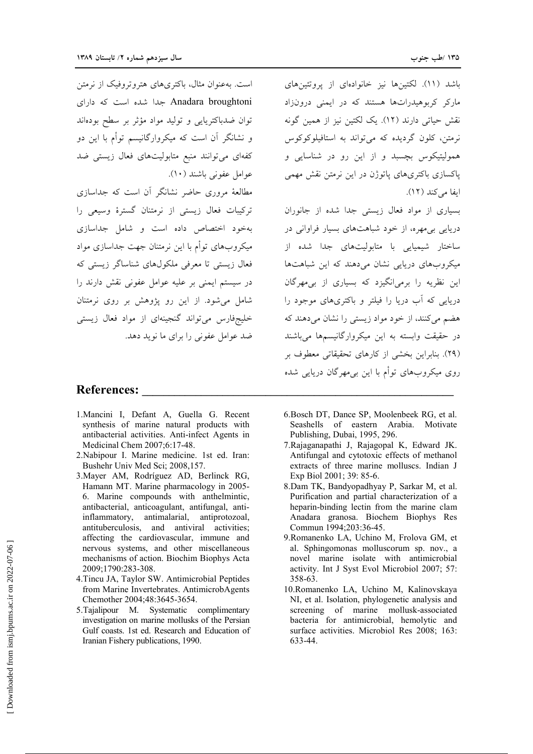باشد (۱۱). لکتین‌ها نیز خانواده‌ای از پروتئین‌های مارکر کربوهیدرات‌ها هستند که در ایمنی درون‌زاد نقش حیاتی دارند (۱۲). یک لکتین نیز از همین گونه نرمتن، کلون گردیده که می‌تواند به استافیلوکوکوس همولیتیکوس بچسبد و از این رو در شناسایی و پاکسازی باکتری‌های پاتوژن در این نرمتن نقش مهمی ایفا می‌کند (۱۲).

بسیاری از مواد فعال زیستی جدا شده از جانوران دریایی بی‌مهره، از خود شباهت‌های بسیار فراوانی در ساختار شیمیایی با متابولیت‌های جدا شده از میکروب‌های دریایی نشان می‌دهند که این شباهت‌ها این نظریه را برمی‌انگیزد که بسیاری از بی‌مهرگان دریایی که آب دریا را فیلتر و باکتری‌های موجود را هضم می‌کنند، از خود مواد زیستی را نشان می‌دهند که در حقیقت وابسته به این میکروارگانیسم‌ها می‌باشند (۲۹). بنابراین بخشی از کارهای تحقیقاتی معطوف بر روی میکروب‌های توأم با این بی‌مهرگان دریایی شده است. به‌عنوان مثال، باکتری‌های هتروتروفیک از نرمتن Anadara broughtoni جدا شده است که دارای توان ضدباکتریایی و تولید مواد مؤثر بر سطح بوده‌اند و نشانگر آن است که میکروارگانیسم توأم با این دو کفه‌ای می‌توانند منبع متابولیت‌های فعال زیستی ضد عوامل عفونی باشند (۱۰).

مطالعهٔ مروری حاضر نشانگر آن است که جداسازی ترکیبات فعال زیستی از نرمتنان گسترهٔ وسیعی را به‌خود اختصاص داده است و شامل جداسازی میکروب‌های توأم با این نرمتنان جهت جداسازی مواد فعال زیستی تا معرفی ملکول‌های شناساگر زیستی که در سیستم ایمنی بر علیه عوامل عفونی نقش دارند را شامل می‌شود. از این رو پژوهش بر روی نرمتنان خلیج‌فارس می‌تواند گنجینه‌ای از مواد فعال زیستی ضد عوامل عفونی را برای ما نوید دهد.

## References:

1. Mancini I, Defant A, Guella G. Recent synthesis of marine natural products with antibacterial activities. Anti-infect Agents in Medicinal Chem 2007;6:17-48.
2. Nabipour I. Marine medicine. 1st ed. Iran: Bushehr Univ Med Sci; 2008,157.
3. Mayer AM, Rodríguez AD, Berlinck RG, Hamann MT. Marine pharmacology in 2005-6. Marine compounds with anthelmintic, antibacterial, anticoagulant, antifungal, anti-inflammatory, antimalarial, antiprotozoal, antituberculosis, and antiviral activities; affecting the cardiovascular, immune and nervous systems, and other miscellaneous mechanisms of action. Biochim Biophys Acta 2009;1790:283-308.
4. Tincu JA, Taylor SW. Antimicrobial Peptides from Marine Invertebrates. AntimicrobAgents Chemother 2004;48:3645-3654.
5. Tajalipour M. Systematic complimentary investigation on marine mollusks of the Persian Gulf coasts. 1st ed. Research and Education of Iranian Fishery publications, 1990.
6. Bosch DT, Dance SP, Moolenbeek RG, et al. Seashells of eastern Arabia. Motivate Publishing, Dubai, 1995, 296.
7. Rajaganapathi J, Rajagopal K, Edward JK. Antifungal and cytotoxic effects of methanol extracts of three marine molluscs. Indian J Exp Biol 2001; 39: 85-6.
8. Dam TK, Bandyopadhyay P, Sarkar M, et al. Purification and partial characterization of a heparin-binding lectin from the marine clam Anadara granosa. Biochem Biophys Res Commun 1994;203:36-45.
9. Romanenko LA, Uchino M, Frolova GM, et al. Sphingomonas molluscorum sp. nov., a novel marine isolate with antimicrobial activity. Int J Syst Evol Microbiol 2007; 57: 358-63.
10. Romanenko LA, Uchino M, Kalinovskaya NI, et al. Isolation, phylogenetic analysis and screening of marine mollusk-associated bacteria for antimicrobial, hemolytic and surface activities. Microbiol Res 2008; 163: 633-44.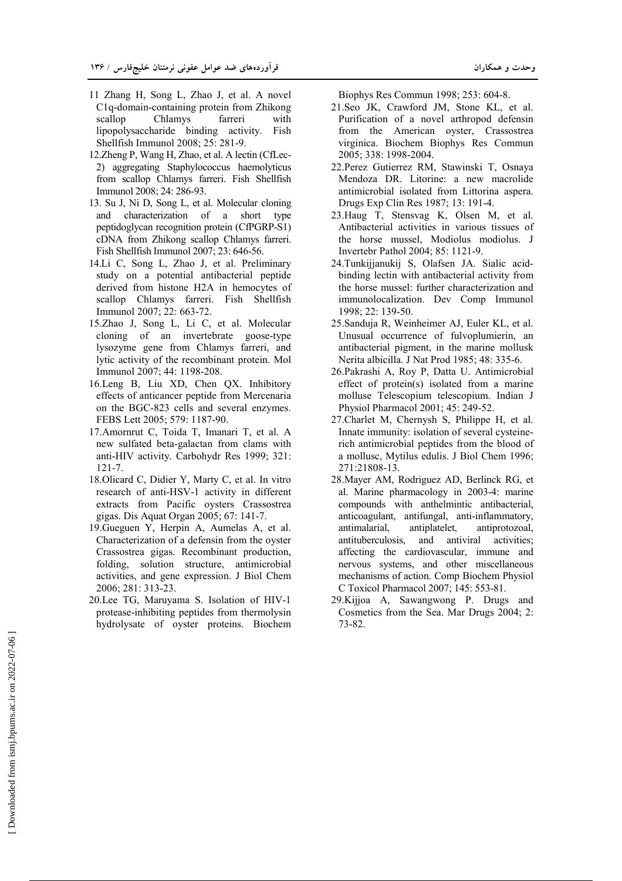11 Zhang H, Song L, Zhao J, et al. A novel C1q-domain-containing protein from Zhikong scallop Chlamys farreri with lipopolysaccharide binding activity. Fish Shellfish Immunol 2008; 25: 281-9.

12.Zheng P, Wang H, Zhao, et al. A lectin (CfLec-2) aggregating Staphylococcus haemolyticus from scallop Chlamys farreri. Fish Shellfish Immunol 2008; 24: 286-93.

13. Su J, Ni D, Song L, et al. Molecular cloning and characterization of a short type peptidoglycan recognition protein (CfPGRP-S1) cDNA from Zhikong scallop Chlamys farreri. Fish Shellfish Immunol 2007; 23: 646-56.

14.Li C, Song L, Zhao J, et al. Preliminary study on a potential antibacterial peptide derived from histone H2A in hemocytes of scallop Chlamys farreri. Fish Shellfish Immunol 2007; 22: 663-72.

15.Zhao J, Song L, Li C, et al. Molecular cloning of an invertebrate goose-type lysozyme gene from Chlamys farreri, and lytic activity of the recombinant protein. Mol Immunol 2007; 44: 1198-208.

16.Leng B, Liu XD, Chen QX. Inhibitory effects of anticancer peptide from Mercenaria on the BGC-823 cells and several enzymes. FEBS Lett 2005; 579: 1187-90.

17.Amornrut C, Toida T, Imanari T, et al. A new sulfated beta-galactan from clams with anti-HIV activity. Carbohydr Res 1999; 321: 121-7.

18.Olicard C, Didier Y, Marty C, et al. In vitro research of anti-HSV-1 activity in different extracts from Pacific oysters Crassostrea gigas. Dis Aquat Organ 2005; 67: 141-7.

19.Gueguen Y, Herpin A, Aumelas A, et al. Characterization of a defensin from the oyster Crassostrea gigas. Recombinant production, folding, solution structure, antimicrobial activities, and gene expression. J Biol Chem 2006; 281: 313-23.

20.Lee TG, Maruyama S. Isolation of HIV-1 protease-inhibiting peptides from thermolysin hydrolysate of oyster proteins. Biochem Biophys Res Commun 1998; 253: 604-8.

21.Seo JK, Crawford JM, Stone KL, et al. Purification of a novel arthropod defensin from the American oyster, Crassostrea virginica. Biochem Biophys Res Commun 2005; 338: 1998-2004.

22.Perez Gutierrez RM, Stawinski T, Osnaya Mendoza DR. Litorine: a new macrolide antimicrobial isolated from Littorina aspera. Drugs Exp Clin Res 1987; 13: 191-4.

23.Haug T, Stensvag K, Olsen M, et al. Antibacterial activities in various tissues of the horse mussel, Modiolus modiolus. J Invertebr Pathol 2004; 85: 1121-9.

24.Tunkijjanukij S, Olafsen JA. Sialic acid-binding lectin with antibacterial activity from the horse mussel: further characterization and immunolocalization. Dev Comp Immunol 1998; 22: 139-50.

25.Sanduja R, Weinheimer AJ, Euler KL, et al. Unusual occurrence of fulvoplumierin, an antibacterial pigment, in the marine mollusk Nerita albicilla. J Nat Prod 1985; 48: 335-6.

26.Pakrashi A, Roy P, Datta U. Antimicrobial effect of protein(s) isolated from a marine molluse Telescopium telescopium. Indian J Physiol Pharmacol 2001; 45: 249-52.

27.Charlet M, Chernysh S, Philippe H, et al. Innate immunity: isolation of several cysteine-rich antimicrobial peptides from the blood of a mollusc, Mytilus edulis. J Biol Chem 1996; 271:21808-13.

28.Mayer AM, Rodriguez AD, Berlinck RG, et al. Marine pharmacology in 2003-4: marine compounds with anthelmintic antibacterial, anticoagulant, antifungal, anti-inflammatory, antimalarial, antiplatelet, antiprotozoal, antituberculosis, and antiviral activities; affecting the cardiovascular, immune and nervous systems, and other miscellaneous mechanisms of action. Comp Biochem Physiol C Toxicol Pharmacol 2007; 145: 553-81.

29.Kijjoa A, Sawangwong P. Drugs and Cosmetics from the Sea. Mar Drugs 2004; 2: 73-82.